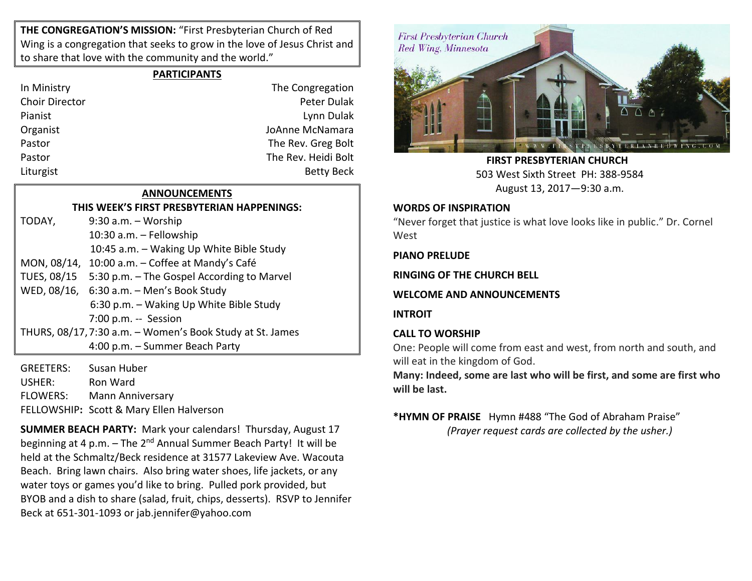**THE CONGREGATION'S MISSION:** "First Presbyterian Church of Red Wing is a congregation that seeks to grow in the love of Jesus Christ and to share that love with the community and the world."

## PARTICIPANTS

| | |
|---|---|
| In Ministry | The Congregation |
| Choir Director | Peter Dulak |
| Pianist | Lynn Dulak |
| Organist | JoAnne McNamara |
| Pastor | The Rev. Greg Bolt |
| Pastor | The Rev. Heidi Bolt |
| Liturgist | Betty Beck |

## ANNOUNCEMENTS

### THIS WEEK'S FIRST PRESBYTERIAN HAPPENINGS:

| | |
|---|---|
| TODAY, | 9:30 a.m. – Worship |
| | 10:30 a.m. – Fellowship |
| | 10:45 a.m. – Waking Up White Bible Study |
| MON, 08/14, | 10:00 a.m. – Coffee at Mandy's Café |
| TUES, 08/15 | 5:30 p.m. – The Gospel According to Marvel |
| WED, 08/16, | 6:30 a.m. – Men's Book Study |
| | 6:30 p.m. – Waking Up White Bible Study |
| | 7:00 p.m. -- Session |
| THURS, 08/17, | 7:30 a.m. – Women's Book Study at St. James |
| | 4:00 p.m. – Summer Beach Party |

GREETERS: Susan Huber
USHER: Ron Ward
FLOWERS: Mann Anniversary
FELLOWSHIP**:** Scott & Mary Ellen Halverson

**SUMMER BEACH PARTY:** Mark your calendars! Thursday, August 17 beginning at 4 p.m. – The 2nd Annual Summer Beach Party! It will be held at the Schmaltz/Beck residence at 31577 Lakeview Ave. Wacouta Beach. Bring lawn chairs. Also bring water shoes, life jackets, or any water toys or games you'd like to bring. Pulled pork provided, but BYOB and a dish to share (salad, fruit, chips, desserts). RSVP to Jennifer Beck at 651-301-1093 or jab.jennifer@yahoo.com

**FIRST PRESBYTERIAN CHURCH**
503 West Sixth Street PH: 388-9584
August 13, 2017—9:30 a.m.

**WORDS OF INSPIRATION**
"Never forget that justice is what love looks like in public." Dr. Cornel West

**PIANO PRELUDE**

**RINGING OF THE CHURCH BELL**

**WELCOME AND ANNOUNCEMENTS**

**INTROIT**

**CALL TO WORSHIP**
One: People will come from east and west, from north and south, and will eat in the kingdom of God.
**Many: Indeed, some are last who will be first, and some are first who will be last.**

**\*HYMN OF PRAISE** Hymn #488 "The God of Abraham Praise"
*(Prayer request cards are collected by the usher.)*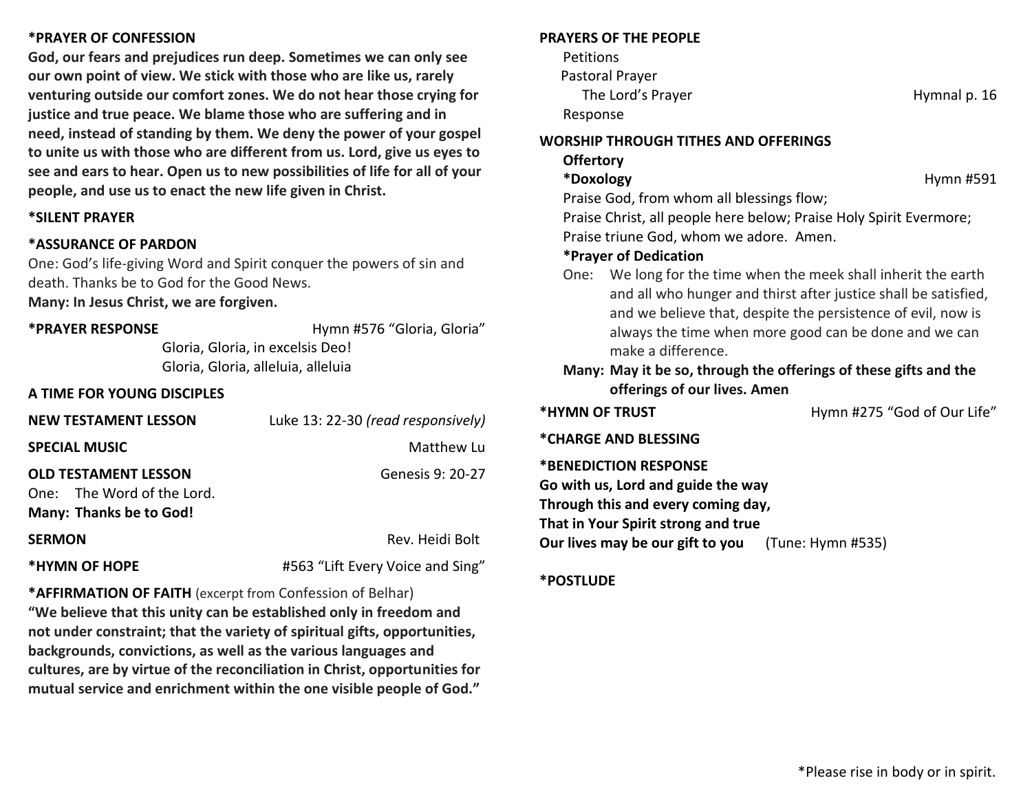**\*PRAYER OF CONFESSION**

**God, our fears and prejudices run deep. Sometimes we can only see our own point of view. We stick with those who are like us, rarely venturing outside our comfort zones. We do not hear those crying for justice and true peace. We blame those who are suffering and in need, instead of standing by them. We deny the power of your gospel to unite us with those who are different from us. Lord, give us eyes to see and ears to hear. Open us to new possibilities of life for all of your people, and use us to enact the new life given in Christ.**

**\*SILENT PRAYER**

**\*ASSURANCE OF PARDON**

One: God's life-giving Word and Spirit conquer the powers of sin and death. Thanks be to God for the Good News.
**Many: In Jesus Christ, we are forgiven.**

**\*PRAYER RESPONSE** Hymn #576 "Gloria, Gloria"

Gloria, Gloria, in excelsis Deo!
Gloria, Gloria, alleluia, alleluia

**A TIME FOR YOUNG DISCIPLES**

**NEW TESTAMENT LESSON** Luke 13: 22-30 *(read responsively)*

**SPECIAL MUSIC** Matthew Lu

**OLD TESTAMENT LESSON** Genesis 9: 20-27

One: The Word of the Lord.
**Many: Thanks be to God!**

**SERMON** Rev. Heidi Bolt

**\*HYMN OF HOPE** #563 "Lift Every Voice and Sing"

**\*AFFIRMATION OF FAITH** (excerpt from Confession of Belhar)

**"We believe that this unity can be established only in freedom and not under constraint; that the variety of spiritual gifts, opportunities, backgrounds, convictions, as well as the various languages and cultures, are by virtue of the reconciliation in Christ, opportunities for mutual service and enrichment within the one visible people of God."**

**PRAYERS OF THE PEOPLE**

Petitions
Pastoral Prayer
The Lord's Prayer Hymnal p. 16
Response

**WORSHIP THROUGH TITHES AND OFFERINGS**

**Offertory**

**\*Doxology** Hymn #591

Praise God, from whom all blessings flow;
Praise Christ, all people here below; Praise Holy Spirit Evermore;
Praise triune God, whom we adore. Amen.

**\*Prayer of Dedication**

One: We long for the time when the meek shall inherit the earth and all who hunger and thirst after justice shall be satisfied, and we believe that, despite the persistence of evil, now is always the time when more good can be done and we can make a difference.

**Many: May it be so, through the offerings of these gifts and the offerings of our lives. Amen**

**\*HYMN OF TRUST** Hymn #275 "God of Our Life"

**\*CHARGE AND BLESSING**

**\*BENEDICTION RESPONSE**

**Go with us, Lord and guide the way**
**Through this and every coming day,**
**That in Your Spirit strong and true**
**Our lives may be our gift to you** (Tune: Hymn #535)

**\*POSTLUDE**

\*Please rise in body or in spirit.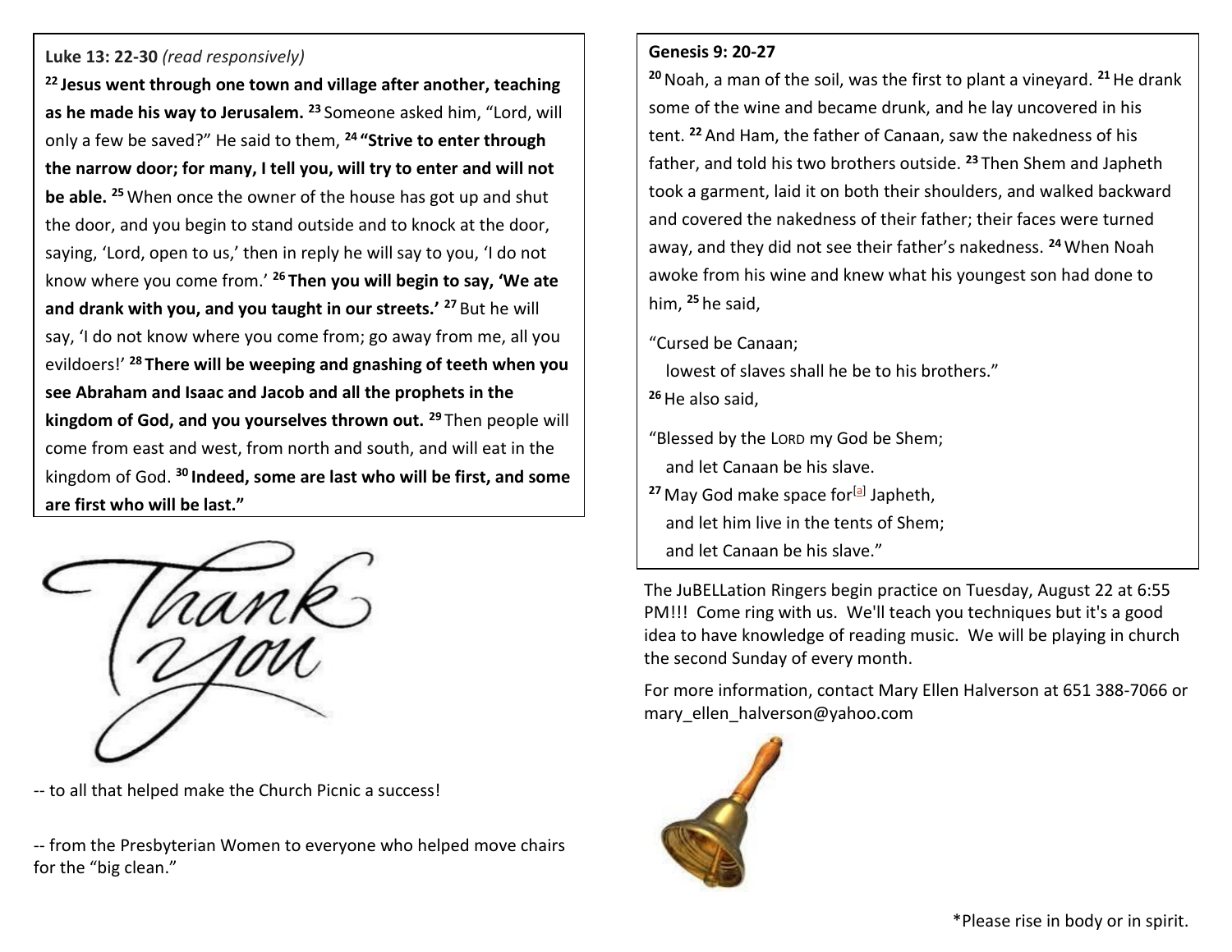**Luke 13: 22-30** *(read responsively)*

**[22] Jesus went through one town and village after another, teaching as he made his way to Jerusalem.** [23] Someone asked him, "Lord, will only a few be saved?" He said to them, **[24] "Strive to enter through the narrow door; for many, I tell you, will try to enter and will not be able.** [25] When once the owner of the house has got up and shut the door, and you begin to stand outside and to knock at the door, saying, 'Lord, open to us,' then in reply he will say to you, 'I do not know where you come from.' **[26] Then you will begin to say, 'We ate and drank with you, and you taught in our streets.'** [27] But he will say, 'I do not know where you come from; go away from me, all you evildoers!' **[28] There will be weeping and gnashing of teeth when you see Abraham and Isaac and Jacob and all the prophets in the kingdom of God, and you yourselves thrown out.** [29] Then people will come from east and west, from north and south, and will eat in the kingdom of God. **[30] Indeed, some are last who will be first, and some are first who will be last."**

Thank you

-- to all that helped make the Church Picnic a success!

-- from the Presbyterian Women to everyone who helped move chairs for the "big clean."

**Genesis 9: 20-27**

[20] Noah, a man of the soil, was the first to plant a vineyard. [21] He drank some of the wine and became drunk, and he lay uncovered in his tent. [22] And Ham, the father of Canaan, saw the nakedness of his father, and told his two brothers outside. [23] Then Shem and Japheth took a garment, laid it on both their shoulders, and walked backward and covered the nakedness of their father; their faces were turned away, and they did not see their father's nakedness. [24] When Noah awoke from his wine and knew what his youngest son had done to him, [25] he said,

"Cursed be Canaan;
lowest of slaves shall he be to his brothers."
[26] He also said,

"Blessed by the LORD my God be Shem;
and let Canaan be his slave.
[27] May God make space for[a] Japheth,
and let him live in the tents of Shem;
and let Canaan be his slave."

The JuBELLation Ringers begin practice on Tuesday, August 22 at 6:55 PM!!! Come ring with us. We'll teach you techniques but it's a good idea to have knowledge of reading music. We will be playing in church the second Sunday of every month.

For more information, contact Mary Ellen Halverson at 651 388-7066 or mary_ellen_halverson@yahoo.com

*Please rise in body or in spirit.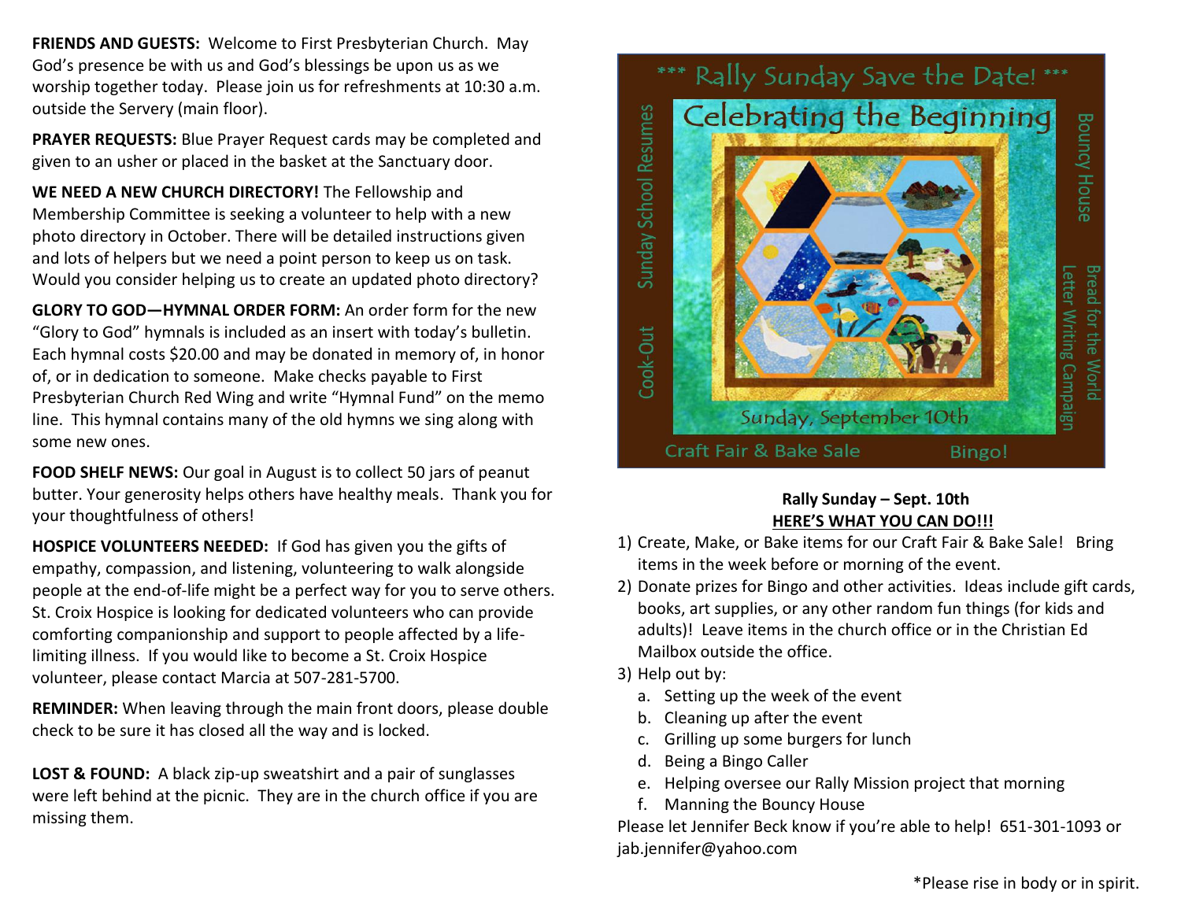**FRIENDS AND GUESTS:** Welcome to First Presbyterian Church. May God's presence be with us and God's blessings be upon us as we worship together today. Please join us for refreshments at 10:30 a.m. outside the Servery (main floor).

**PRAYER REQUESTS:** Blue Prayer Request cards may be completed and given to an usher or placed in the basket at the Sanctuary door.

**WE NEED A NEW CHURCH DIRECTORY!** The Fellowship and Membership Committee is seeking a volunteer to help with a new photo directory in October. There will be detailed instructions given and lots of helpers but we need a point person to keep us on task. Would you consider helping us to create an updated photo directory?

**GLORY TO GOD—HYMNAL ORDER FORM:** An order form for the new "Glory to God" hymnals is included as an insert with today's bulletin. Each hymnal costs $20.00 and may be donated in memory of, in honor of, or in dedication to someone. Make checks payable to First Presbyterian Church Red Wing and write "Hymnal Fund" on the memo line. This hymnal contains many of the old hymns we sing along with some new ones.

**FOOD SHELF NEWS:** Our goal in August is to collect 50 jars of peanut butter. Your generosity helps others have healthy meals. Thank you for your thoughtfulness of others!

**HOSPICE VOLUNTEERS NEEDED:** If God has given you the gifts of empathy, compassion, and listening, volunteering to walk alongside people at the end-of-life might be a perfect way for you to serve others. St. Croix Hospice is looking for dedicated volunteers who can provide comforting companionship and support to people affected by a life-limiting illness. If you would like to become a St. Croix Hospice volunteer, please contact Marcia at 507-281-5700.

**REMINDER:** When leaving through the main front doors, please double check to be sure it has closed all the way and is locked.

**LOST & FOUND:** A black zip-up sweatshirt and a pair of sunglasses were left behind at the picnic. They are in the church office if you are missing them.

\*\*\* Rally Sunday Save the Date! \*\*\*

Celebrating the Beginning

Sunday School Resumes

Cook-Out

Bouncy House

Bread for the World Letter Writing Campaign

Sunday, September 10th

Craft Fair & Bake Sale

Bingo!

**Rally Sunday – Sept. 10th**

**<u>HERE'S WHAT YOU CAN DO!!!</u>**

1) Create, Make, or Bake items for our Craft Fair & Bake Sale! Bring items in the week before or morning of the event.
2) Donate prizes for Bingo and other activities. Ideas include gift cards, books, art supplies, or any other random fun things (for kids and adults)! Leave items in the church office or in the Christian Ed Mailbox outside the office.
3) Help out by:
   a. Setting up the week of the event
   b. Cleaning up after the event
   c. Grilling up some burgers for lunch
   d. Being a Bingo Caller
   e. Helping oversee our Rally Mission project that morning
   f. Manning the Bouncy House

Please let Jennifer Beck know if you're able to help! 651-301-1093 or jab.jennifer@yahoo.com

*Please rise in body or in spirit.